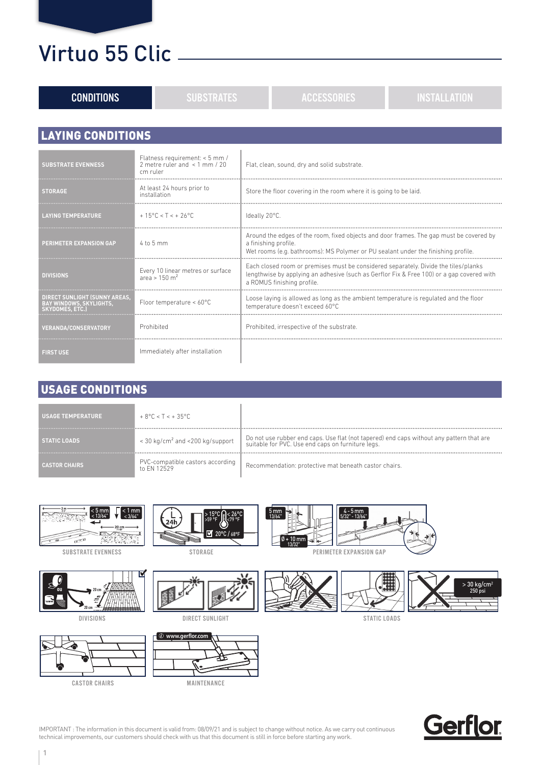# Virtuo 55 Clic

CONDITIONS | SUBSTRATES | ACCESSORIES | INSTALLATION

## LAYING CONDITIONS

| | | |
|---|---|---|
| SUBSTRATE EVENNESS | Flatness requirement: < 5 mm / 2 metre ruler and < 1 mm / 20 cm ruler | Flat, clean, sound, dry and solid substrate. |
| STORAGE | At least 24 hours prior to installation | Store the floor covering in the room where it is going to be laid. |
| LAYING TEMPERATURE | + 15°C < T < + 26°C | Ideally 20°C. |
| PERIMETER EXPANSION GAP | 4 to 5 mm | Around the edges of the room, fixed objects and door frames. The gap must be covered by a finishing profile. Wet rooms (e.g. bathrooms): MS Polymer or PU sealant under the finishing profile. |
| DIVISIONS | Every 10 linear metres or surface area > 150 m² | Each closed room or premises must be considered separately. Divide the tiles/planks lengthwise by applying an adhesive (such as Gerflor Fix & Free 100) or a gap covered with a ROMUS finishing profile. |
| DIRECT SUNLIGHT (SUNNY AREAS, BAY WINDOWS, SKYLIGHTS, SKYDOMES, ETC.) | Floor temperature < 60°C | Loose laying is allowed as long as the ambient temperature is regulated and the floor temperature doesn't exceed 60°C |
| VERANDA/CONSERVATORY | Prohibited | Prohibited, irrespective of the substrate. |
| FIRST USE | Immediately after installation | |

## USAGE CONDITIONS

| | | |
|---|---|---|
| USAGE TEMPERATURE | + 8°C < T < + 35°C | |
| STATIC LOADS | < 30 kg/cm² and <200 kg/support | Do not use rubber end caps. Use flat (not tapered) end caps without any pattern that are suitable for PVC. Use end caps on furniture legs. |
| CASTOR CHAIRS | PVC-compatible castors according to EN 12529 | Recommendation: protective mat beneath castor chairs. |

SUBSTRATE EVENNESS

STORAGE

PERIMETER EXPANSION GAP

DIVISIONS

DIRECT SUNLIGHT

STATIC LOADS

CASTOR CHAIRS

MAINTENANCE

IMPORTANT : The information in this document is valid from: 08/09/21 and is subject to change without notice. As we carry out continuous technical improvements, our customers should check with us that this document is still in force before starting any work.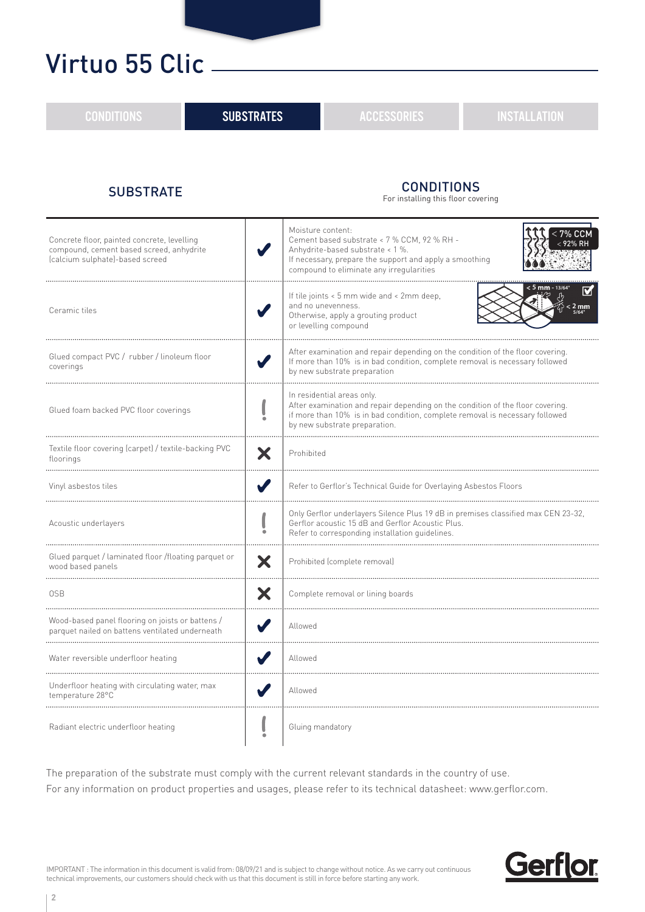# Virtuo 55 Clic

CONDITIONS | **SUBSTRATES** | ACCESSORIES | INSTALLATION

| SUBSTRATE | | CONDITIONS<br>For installing this floor covering |
|---|---|---|
| Concrete floor, painted concrete, levelling compound, cement based screed, anhydrite (calcium sulphate)-based screed | ✔ | Moisture content:<br>Cement based substrate < 7 % CCM, 92 % RH -<br>Anhydrite-based substrate < 1 %.<br>If necessary, prepare the support and apply a smoothing compound to eliminate any irregularities<br>< 7% CCM<br>< 92% RH |
| Ceramic tiles | ✔ | If tile joints < 5 mm wide and < 2mm deep, and no unevenness.<br>Otherwise, apply a grouting product or levelling compound<br>< 5 mm - 13/64"<br>< 2 mm 5/64" |
| Glued compact PVC / rubber / linoleum floor coverings | ✔ | After examination and repair depending on the condition of the floor covering. If more than 10% is in bad condition, complete removal is necessary followed by new substrate preparation |
| Glued foam backed PVC floor coverings | ! | In residential areas only.<br>After examination and repair depending on the condition of the floor covering. if more than 10% is in bad condition, complete removal is necessary followed by new substrate preparation. |
| Textile floor covering (carpet) / textile-backing PVC floorings | ✘ | Prohibited |
| Vinyl asbestos tiles | ✔ | Refer to Gerflor's Technical Guide for Overlaying Asbestos Floors |
| Acoustic underlayers | ! | Only Gerflor underlayers Silence Plus 19 dB in premises classified max CEN 23-32, Gerflor acoustic 15 dB and Gerflor Acoustic Plus.<br>Refer to corresponding installation guidelines. |
| Glued parquet / laminated floor /floating parquet or wood based panels | ✘ | Prohibited (complete removal) |
| OSB | ✘ | Complete removal or lining boards |
| Wood-based panel flooring on joists or battens / parquet nailed on battens ventilated underneath | ✔ | Allowed |
| Water reversible underfloor heating | ✔ | Allowed |
| Underfloor heating with circulating water, max temperature 28°C | ✔ | Allowed |
| Radiant electric underfloor heating | ! | Gluing mandatory |

The preparation of the substrate must comply with the current relevant standards in the country of use.
For any information on product properties and usages, please refer to its technical datasheet: www.gerflor.com.

IMPORTANT : The information in this document is valid from: 08/09/21 and is subject to change without notice. As we carry out continuous technical improvements, our customers should check with us that this document is still in force before starting any work.

Gerflor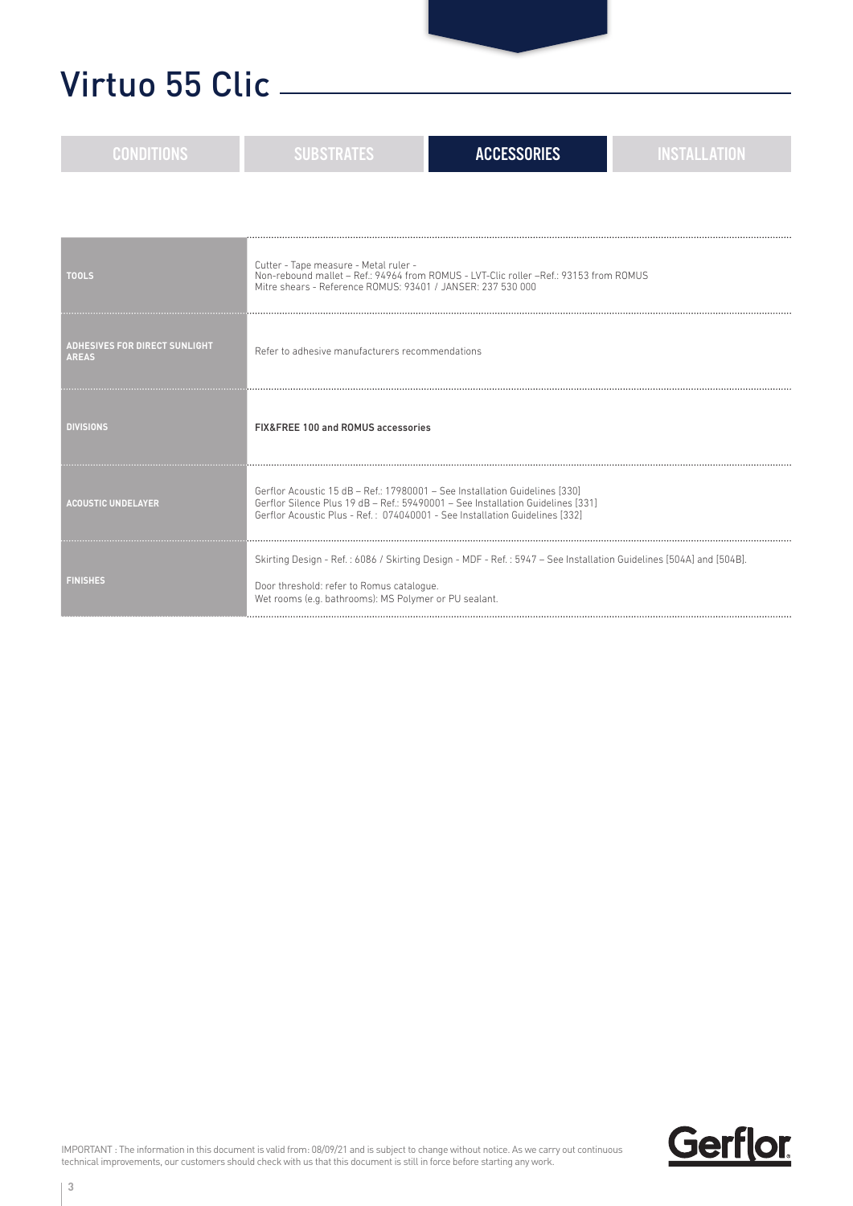# Virtuo 55 Clic

CONDITIONS | SUBSTRATES | **ACCESSORIES** | INSTALLATION

| | |
|---|---|
| **TOOLS** | Cutter - Tape measure - Metal ruler -<br>Non-rebound mallet – Ref.: 94964 from ROMUS - LVT-Clic roller –Ref.: 93153 from ROMUS<br>Mitre shears - Reference ROMUS: 93401 / JANSER: 237 530 000 |
| **ADHESIVES FOR DIRECT SUNLIGHT AREAS** | Refer to adhesive manufacturers recommendations |
| **DIVISIONS** | **FIX&FREE 100 and ROMUS accessories** |
| **ACOUSTIC UNDELAYER** | Gerflor Acoustic 15 dB – Ref.: 17980001 – See Installation Guidelines [330]<br>Gerflor Silence Plus 19 dB – Ref.: 59490001 – See Installation Guidelines [331]<br>Gerflor Acoustic Plus - Ref. : 074040001 - See Installation Guidelines [332] |
| **FINISHES** | Skirting Design - Ref. : 6086 / Skirting Design - MDF - Ref. : 5947 – See Installation Guidelines [504A] and [504B].<br><br>Door threshold: refer to Romus catalogue.<br>Wet rooms (e.g. bathrooms): MS Polymer or PU sealant. |

IMPORTANT : The information in this document is valid from: 08/09/21 and is subject to change without notice. As we carry out continuous technical improvements, our customers should check with us that this document is still in force before starting any work.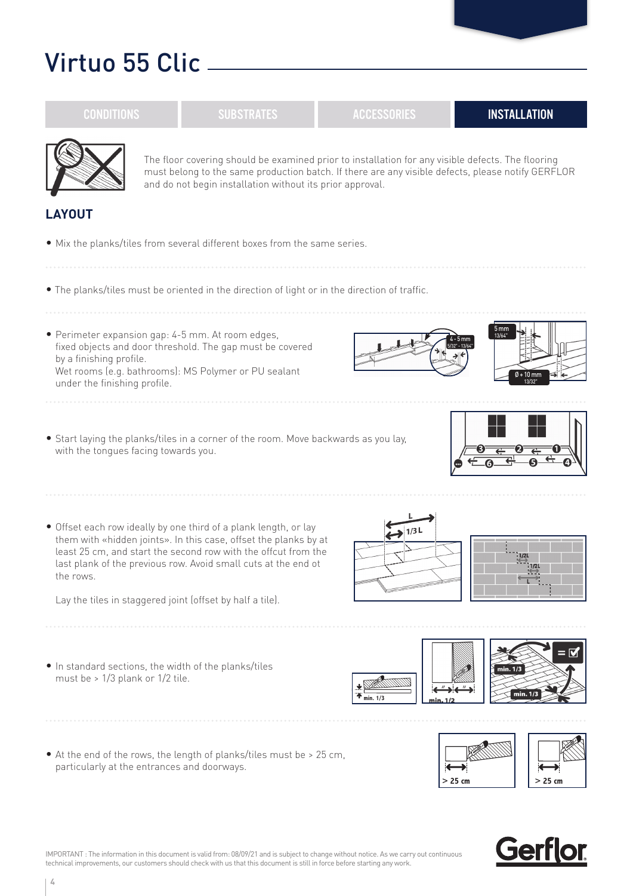# Virtuo 55 Clic

CONDITIONS | SUBSTRATES | ACCESSORIES | **INSTALLATION**

The floor covering should be examined prior to installation for any visible defects. The flooring must belong to the same production batch. If there are any visible defects, please notify GERFLOR and do not begin installation without its prior approval.

## LAYOUT

- Mix the planks/tiles from several different boxes from the same series.

- The planks/tiles must be oriented in the direction of light or in the direction of traffic.

- Perimeter expansion gap: 4-5 mm. At room edges, fixed objects and door threshold. The gap must be covered by a finishing profile.
  Wet rooms (e.g. bathrooms): MS Polymer or PU sealant under the finishing profile.

- Start laying the planks/tiles in a corner of the room. Move backwards as you lay, with the tongues facing towards you.

- Offset each row ideally by one third of a plank length, or lay them with «hidden joints». In this case, offset the planks by at least 25 cm, and start the second row with the offcut from the last plank of the previous row. Avoid small cuts at the end ot the rows.

  Lay the tiles in staggered joint (offset by half a tile).

- In standard sections, the width of the planks/tiles must be > 1/3 plank or 1/2 tile.

- At the end of the rows, the length of planks/tiles must be > 25 cm, particularly at the entrances and doorways.

IMPORTANT : The information in this document is valid from: 08/09/21 and is subject to change without notice. As we carry out continuous technical improvements, our customers should check with us that this document is still in force before starting any work.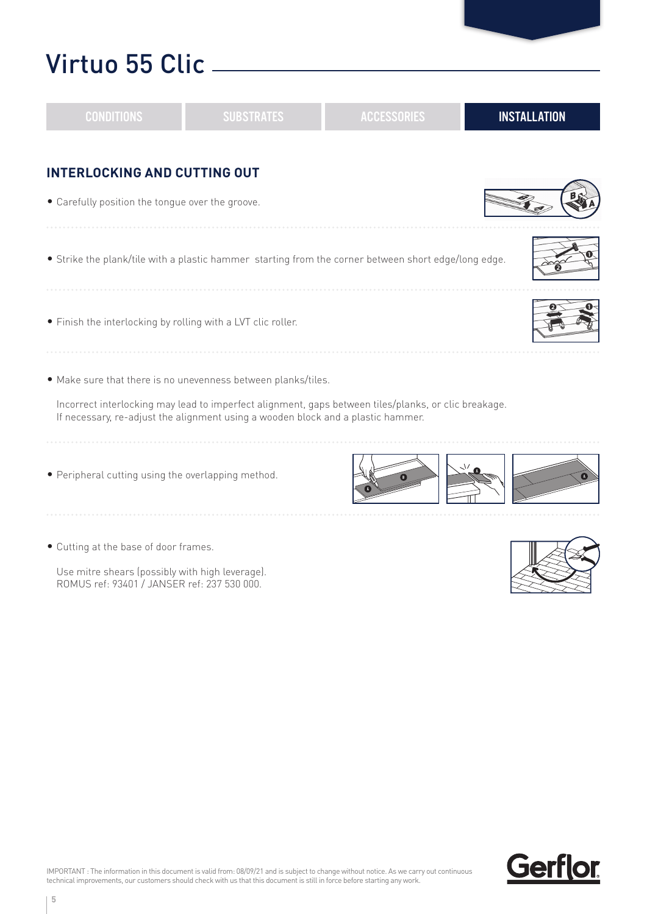# Virtuo 55 Clic

CONDITIONS | SUBSTRATES | ACCESSORIES | INSTALLATION

## INTERLOCKING AND CUTTING OUT

- Carefully position the tongue over the groove.

- Strike the plank/tile with a plastic hammer starting from the corner between short edge/long edge.

- Finish the interlocking by rolling with a LVT clic roller.

- Make sure that there is no unevenness between planks/tiles.

  Incorrect interlocking may lead to imperfect alignment, gaps between tiles/planks, or clic breakage.
  If necessary, re-adjust the alignment using a wooden block and a plastic hammer.

- Peripheral cutting using the overlapping method.

- Cutting at the base of door frames.

  Use mitre shears (possibly with high leverage).
  ROMUS ref: 93401 / JANSER ref: 237 530 000.

IMPORTANT : The information in this document is valid from: 08/09/21 and is subject to change without notice. As we carry out continuous technical improvements, our customers should check with us that this document is still in force before starting any work.